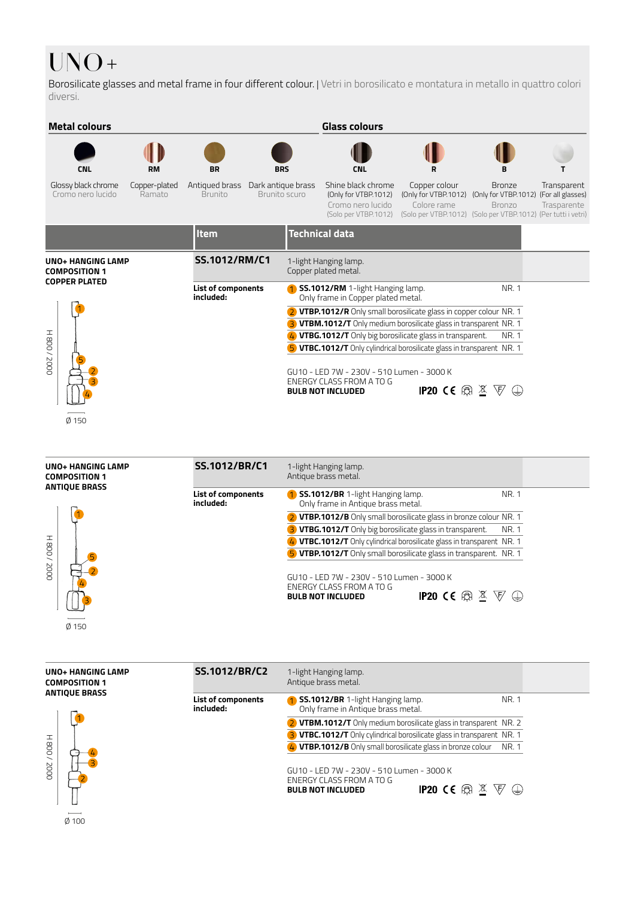# UNO+

Borosilicate glasses and metal frame in four different colour. | Vetri in borosilicato e montatura in metallo in quattro colori diversi.

| Metal colours | | | | Glass colours | | | |
|---|---|---|---|---|---|---|---|
| **CNL** | **RM** | **BR** | **BRS** | **CNL** | **R** | **B** | **T** |
| Glossy black chrome<br>Cromo nero lucido | Copper-plated<br>Ramato | Antiqued brass<br>Brunito | Dark antique brass<br>Brunito scuro | Shine black chrome<br>(Only for VTBP.1012)<br>Cromo nero lucido<br>(Solo per VTBP.1012) | Copper colour<br>(Only for VTBP.1012)<br>Colore rame<br>(Solo per VTBP.1012) | Bronze<br>(Only for VTBP.1012)<br>Bronzo<br>(Solo per VTBP.1012) | Transparent<br>(For all glasses)<br>Trasparente<br>(Per tutti i vetri) |

| | Item | Technical data | |
|---|---|---|---|
| **UNO+ HANGING LAMP COMPOSITION 1 COPPER PLATED** | **SS.1012/RM/C1** | 1-light Hanging lamp.<br>Copper plated metal. | |
| H 800 / 2000<br>Ø 150 | **List of components included:** | 1 **SS.1012/RM** 1-light Hanging lamp.<br>Only frame in Copper plated metal. | NR. 1 |
| | | 2 **VTBP.1012/R** Only small borosilicate glass in copper colour | NR. 1 |
| | | 3 **VTBM.1012/T** Only medium borosilicate glass in transparent | NR. 1 |
| | | 4 **VTBG.1012/T** Only big borosilicate glass in transparent. | NR. 1 |
| | | 5 **VTBC.1012/T** Only cylindrical borosilicate glass in transparent | NR. 1 |
| | | GU10 - LED 7W - 230V - 510 Lumen - 3000 K<br>ENERGY CLASS FROM A TO G<br>**BULB NOT INCLUDED** | **IP20** |

| | Item | Technical data | |
|---|---|---|---|
| **UNO+ HANGING LAMP COMPOSITION 1 ANTIQUE BRASS** | **SS.1012/BR/C1** | 1-light Hanging lamp.<br>Antique brass metal. | |
| H 800 / 2000<br>Ø 150 | **List of components included:** | 1 **SS.1012/BR** 1-light Hanging lamp.<br>Only frame in Antique brass metal. | NR. 1 |
| | | 2 **VTBP.1012/B** Only small borosilicate glass in bronze colour | NR. 1 |
| | | 3 **VTBG.1012/T** Only big borosilicate glass in transparent. | NR. 1 |
| | | 4 **VTBC.1012/T** Only cylindrical borosilicate glass in transparent | NR. 1 |
| | | 5 **VTBP.1012/T** Only small borosilicate glass in transparent. | NR. 1 |
| | | GU10 - LED 7W - 230V - 510 Lumen - 3000 K<br>ENERGY CLASS FROM A TO G<br>**BULB NOT INCLUDED** | **IP20** |

| | Item | Technical data | |
|---|---|---|---|
| **UNO+ HANGING LAMP COMPOSITION 1 ANTIQUE BRASS** | **SS.1012/BR/C2** | 1-light Hanging lamp.<br>Antique brass metal. | |
| H 800 / 2000<br>Ø 100 | **List of components included:** | 1 **SS.1012/BR** 1-light Hanging lamp.<br>Only frame in Antique brass metal. | NR. 1 |
| | | 2 **VTBM.1012/T** Only medium borosilicate glass in transparent | NR. 2 |
| | | 3 **VTBC.1012/T** Only cylindrical borosilicate glass in transparent | NR. 1 |
| | | 4 **VTBP.1012/B** Only small borosilicate glass in bronze colour | NR. 1 |
| | | GU10 - LED 7W - 230V - 510 Lumen - 3000 K<br>ENERGY CLASS FROM A TO G<br>**BULB NOT INCLUDED** | **IP20** |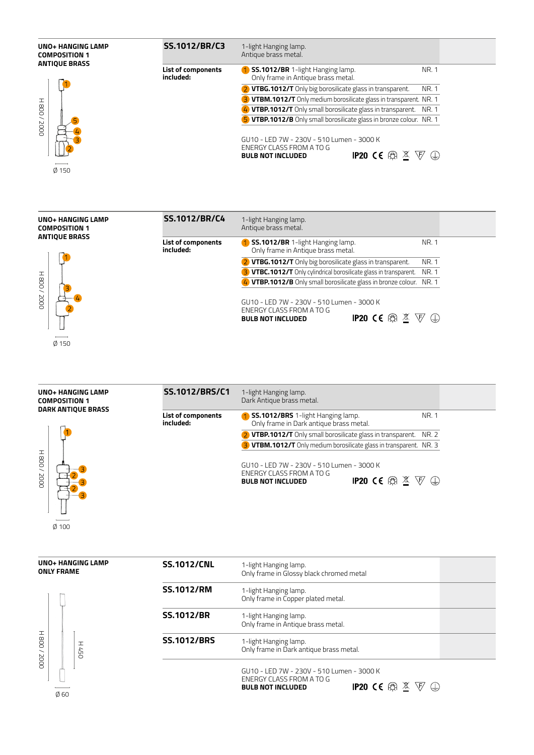## UNO+ HANGING LAMP COMPOSITION 1 ANTIQUE BRASS

H 800 / 2000

Ø 150

| SS.1012/BR/C3 | 1-light Hanging lamp. Antique brass metal. | |
|---|---|---|
| List of components included: | 1 **SS.1012/BR** 1-light Hanging lamp. Only frame in Antique brass metal. | NR. 1 |
| | 2 **VTBG.1012/T** Only big borosilicate glass in transparent. | NR. 1 |
| | 3 **VTBM.1012/T** Only medium borosilicate glass in transparent. | NR. 1 |
| | 4 **VTBP.1012/T** Only small borosilicate glass in transparent. | NR. 1 |
| | 5 **VTBP.1012/B** Only small borosilicate glass in bronze colour. | NR. 1 |

GU10 - LED 7W - 230V - 510 Lumen - 3000 K
ENERGY CLASS FROM A TO G
**BULB NOT INCLUDED** IP20

## UNO+ HANGING LAMP COMPOSITION 1 ANTIQUE BRASS

H 800 / 2000

Ø 150

| SS.1012/BR/C4 | 1-light Hanging lamp. Antique brass metal. | |
|---|---|---|
| List of components included: | 1 **SS.1012/BR** 1-light Hanging lamp. Only frame in Antique brass metal. | NR. 1 |
| | 2 **VTBG.1012/T** Only big borosilicate glass in transparent. | NR. 1 |
| | 3 **VTBC.1012/T** Only cylindrical borosilicate glass in transparent. | NR. 1 |
| | 4 **VTBP.1012/B** Only small borosilicate glass in bronze colour. | NR. 1 |

GU10 - LED 7W - 230V - 510 Lumen - 3000 K
ENERGY CLASS FROM A TO G
**BULB NOT INCLUDED** IP20

## UNO+ HANGING LAMP COMPOSITION 1 DARK ANTIQUE BRASS

H 800 / 2000

Ø 100

| SS.1012/BRS/C1 | 1-light Hanging lamp. Dark Antique brass metal. | |
|---|---|---|
| List of components included: | 1 **SS.1012/BRS** 1-light Hanging lamp. Only frame in Dark antique brass metal. | NR. 1 |
| | 2 **VTBP.1012/T** Only small borosilicate glass in transparent. | NR. 2 |
| | 3 **VTBM.1012/T** Only medium borosilicate glass in transparent. | NR. 3 |

GU10 - LED 7W - 230V - 510 Lumen - 3000 K
ENERGY CLASS FROM A TO G
**BULB NOT INCLUDED** IP20

## UNO+ HANGING LAMP ONLY FRAME

H 800 / 2000

H 450

Ø 60

| Code | Description |
|---|---|
| SS.1012/CNL | 1-light Hanging lamp. Only frame in Glossy black chromed metal |
| SS.1012/RM | 1-light Hanging lamp. Only frame in Copper plated metal. |
| SS.1012/BR | 1-light Hanging lamp. Only frame in Antique brass metal. |
| SS.1012/BRS | 1-light Hanging lamp. Only frame in Dark antique brass metal. |

GU10 - LED 7W - 230V - 510 Lumen - 3000 K
ENERGY CLASS FROM A TO G
**BULB NOT INCLUDED** IP20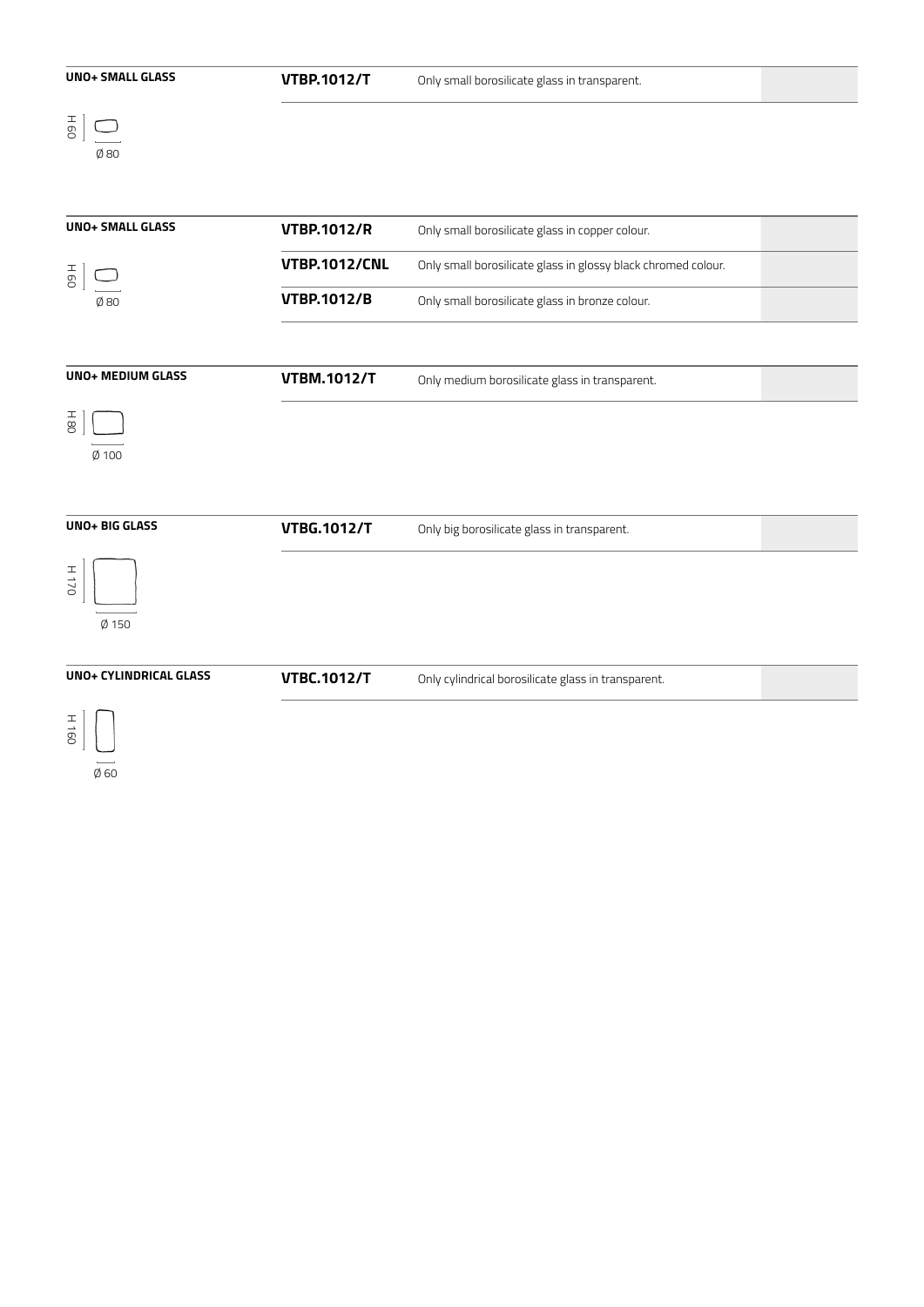**UNO+ SMALL GLASS**

H 60

Ø 80

| | | |
|---|---|---|
| **VTBP.1012/T** | Only small borosilicate glass in transparent. | |

**UNO+ SMALL GLASS**

H 60

Ø 80

| | | |
|---|---|---|
| **VTBP.1012/R** | Only small borosilicate glass in copper colour. | |
| **VTBP.1012/CNL** | Only small borosilicate glass in glossy black chromed colour. | |
| **VTBP.1012/B** | Only small borosilicate glass in bronze colour. | |

**UNO+ MEDIUM GLASS**

H 80

Ø 100

| | | |
|---|---|---|
| **VTBM.1012/T** | Only medium borosilicate glass in transparent. | |

**UNO+ BIG GLASS**

H 170

Ø 150

| | | |
|---|---|---|
| **VTBG.1012/T** | Only big borosilicate glass in transparent. | |

**UNO+ CYLINDRICAL GLASS**

H 160

Ø 60

| | | |
|---|---|---|
| **VTBC.1012/T** | Only cylindrical borosilicate glass in transparent. | |